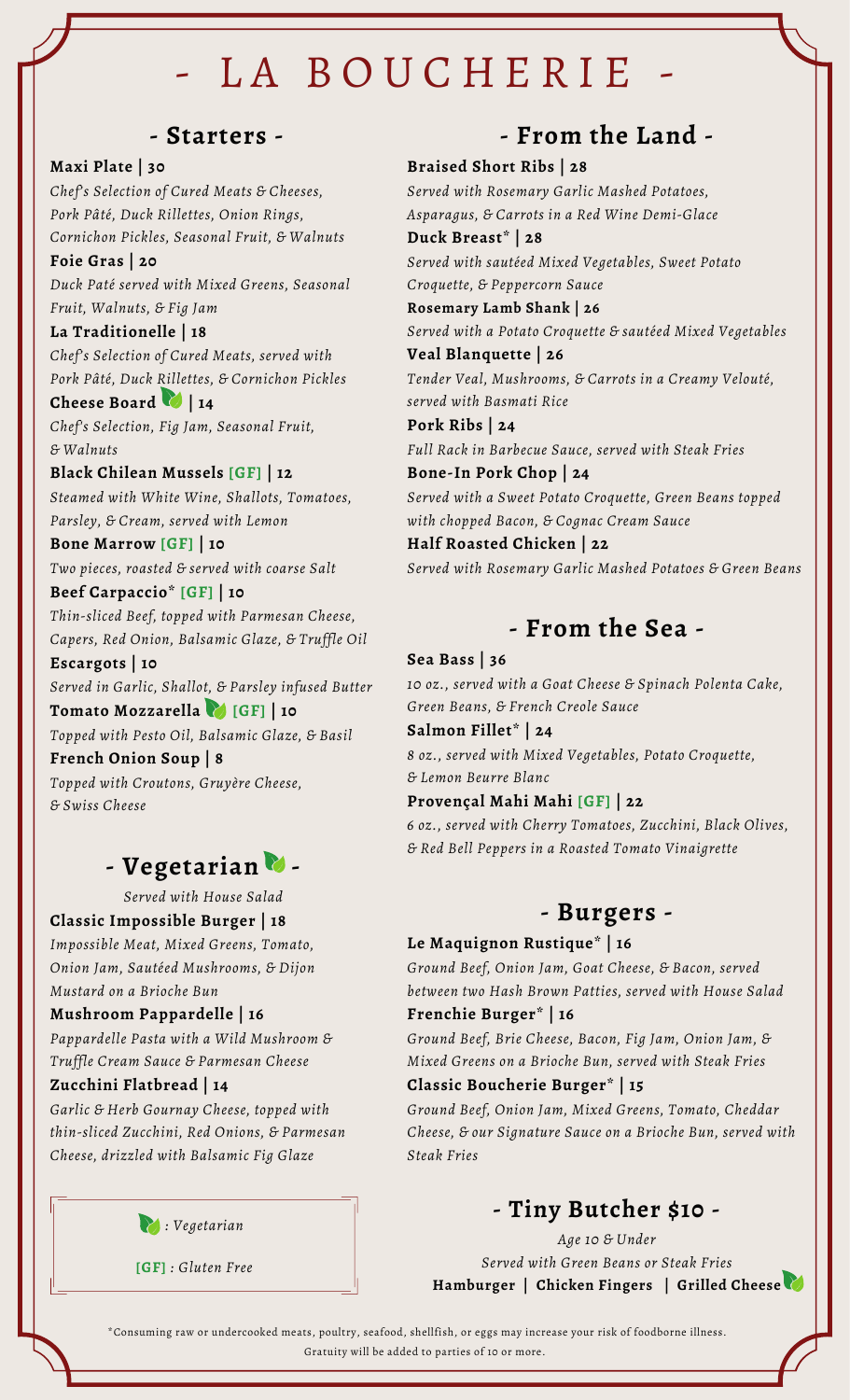# - LA BOUCHERIE -

## - Starters -

**Maxi Plate | 30**
*Chef's Selection of Cured Meats & Cheeses, Pork Pâté, Duck Rillettes, Onion Rings, Cornichon Pickles, Seasonal Fruit, & Walnuts*

**Foie Gras | 20**
*Duck Paté served with Mixed Greens, Seasonal Fruit, Walnuts, & Fig Jam*

**La Traditionelle | 18**
*Chef's Selection of Cured Meats, served with Pork Pâté, Duck Rillettes, & Cornichon Pickles*

**Cheese Board (Vegetarian) | 14**
*Chef's Selection, Fig Jam, Seasonal Fruit, & Walnuts*

**Black Chilean Mussels [GF] | 12**
*Steamed with White Wine, Shallots, Tomatoes, Parsley, & Cream, served with Lemon*

**Bone Marrow [GF] | 10**
*Two pieces, roasted & served with coarse Salt*

**Beef Carpaccio* [GF] | 10**
*Thin-sliced Beef, topped with Parmesan Cheese, Capers, Red Onion, Balsamic Glaze, & Truffle Oil*

**Escargots | 10**
*Served in Garlic, Shallot, & Parsley infused Butter*

**Tomato Mozzarella (Vegetarian) [GF] | 10**
*Topped with Pesto Oil, Balsamic Glaze, & Basil*

**French Onion Soup | 8**
*Topped with Croutons, Gruyère Cheese, & Swiss Cheese*

## - Vegetarian -

*Served with House Salad*

**Classic Impossible Burger | 18**
*Impossible Meat, Mixed Greens, Tomato, Onion Jam, Sautéed Mushrooms, & Dijon Mustard on a Brioche Bun*

**Mushroom Pappardelle | 16**
*Pappardelle Pasta with a Wild Mushroom & Truffle Cream Sauce & Parmesan Cheese*

**Zucchini Flatbread | 14**
*Garlic & Herb Gournay Cheese, topped with thin-sliced Zucchini, Red Onions, & Parmesan Cheese, drizzled with Balsamic Fig Glaze*

(Leaf icon) *: Vegetarian*

**[GF]** *: Gluten Free*

## - From the Land -

**Braised Short Ribs | 28**
*Served with Rosemary Garlic Mashed Potatoes, Asparagus, & Carrots in a Red Wine Demi-Glace*

**Duck Breast* | 28**
*Served with sautéed Mixed Vegetables, Sweet Potato Croquette, & Peppercorn Sauce*

**Rosemary Lamb Shank | 26**
*Served with a Potato Croquette & sautéed Mixed Vegetables*

**Veal Blanquette | 26**
*Tender Veal, Mushrooms, & Carrots in a Creamy Velouté, served with Basmati Rice*

**Pork Ribs | 24**
*Full Rack in Barbecue Sauce, served with Steak Fries*

**Bone-In Pork Chop | 24**
*Served with a Sweet Potato Croquette, Green Beans topped with chopped Bacon, & Cognac Cream Sauce*

**Half Roasted Chicken | 22**
*Served with Rosemary Garlic Mashed Potatoes & Green Beans*

## - From the Sea -

**Sea Bass | 36**
*10 oz., served with a Goat Cheese & Spinach Polenta Cake, Green Beans, & French Creole Sauce*

**Salmon Fillet* | 24**
*8 oz., served with Mixed Vegetables, Potato Croquette, & Lemon Beurre Blanc*

**Provençal Mahi Mahi [GF] | 22**
*6 oz., served with Cherry Tomatoes, Zucchini, Black Olives, & Red Bell Peppers in a Roasted Tomato Vinaigrette*

## - Burgers -

**Le Maquignon Rustique* | 16**
*Ground Beef, Onion Jam, Goat Cheese, & Bacon, served between two Hash Brown Patties, served with House Salad*

**Frenchie Burger* | 16**
*Ground Beef, Brie Cheese, Bacon, Fig Jam, Onion Jam, & Mixed Greens on a Brioche Bun, served with Steak Fries*

**Classic Boucherie Burger* | 15**
*Ground Beef, Onion Jam, Mixed Greens, Tomato, Cheddar Cheese, & our Signature Sauce on a Brioche Bun, served with Steak Fries*

## - Tiny Butcher $10 -

*Age 10 & Under*
*Served with Green Beans or Steak Fries*

**Hamburger | Chicken Fingers | Grilled Cheese (Vegetarian)**

*Consuming raw or undercooked meats, poultry, seafood, shellfish, or eggs may increase your risk of foodborne illness.
Gratuity will be added to parties of 10 or more.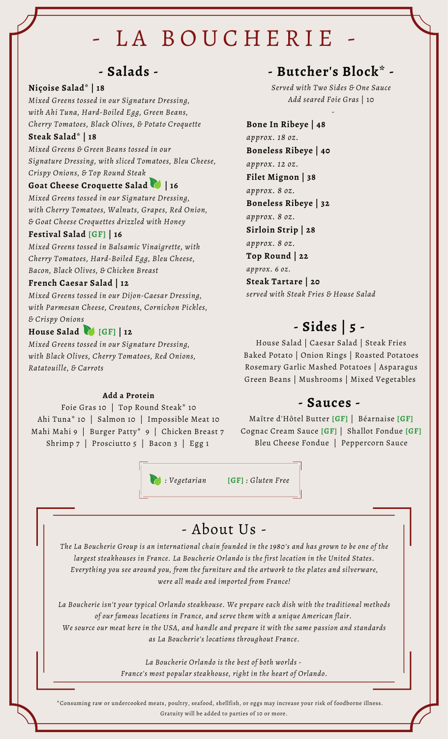# - LA BOUCHERIE -

## - Salads -

**Niçoise Salad* | 18**
*Mixed Greens tossed in our Signature Dressing, with Ahi Tuna, Hard-Boiled Egg, Green Beans, Cherry Tomatoes, Black Olives, & Potato Croquette*

**Steak Salad* | 18**
*Mixed Greens & Green Beans tossed in our Signature Dressing, with sliced Tomatoes, Bleu Cheese, Crispy Onions, & Top Round Steak*

**Goat Cheese Croquette Salad (Vegetarian) | 16**
*Mixed Greens tossed in our Signature Dressing, with Cherry Tomatoes, Walnuts, Grapes, Red Onion, & Goat Cheese Croquettes drizzled with Honey*

**Festival Salad [GF] | 16**
*Mixed Greens tossed in Balsamic Vinaigrette, with Cherry Tomatoes, Hard-Boiled Egg, Bleu Cheese, Bacon, Black Olives, & Chicken Breast*

**French Caesar Salad | 12**
*Mixed Greens tossed in our Dijon-Caesar Dressing, with Parmesan Cheese, Croutons, Cornichon Pickles, & Crispy Onions*

**House Salad (Vegetarian) [GF] | 12**
*Mixed Greens tossed in our Signature Dressing, with Black Olives, Cherry Tomatoes, Red Onions, Ratatouille, & Carrots*

**Add a Protein**

Foie Gras 10 | Top Round Steak* 10
Ahi Tuna* 10 | Salmon 10 | Impossible Meat 10
Mahi Mahi 9 | Burger Patty* 9 | Chicken Breast 7
Shrimp 7 | Prosciutto 5 | Bacon 3 | Egg 1

## - Butcher's Block* -

*Served with Two Sides & One Sauce*
*Add seared Foie Gras | 10*

**Bone In Ribeye | 48**
*approx. 18 oz.*

**Boneless Ribeye | 40**
*approx. 12 oz.*

**Filet Mignon | 38**
*approx. 8 oz.*

**Boneless Ribeye | 32**
*approx. 8 oz.*

**Sirloin Strip | 28**
*approx. 8 oz.*

**Top Round | 22**
*approx. 6 oz.*

**Steak Tartare | 20**
*served with Steak Fries & House Salad*

## - Sides | 5 -

House Salad | Caesar Salad | Steak Fries
Baked Potato | Onion Rings | Roasted Potatoes
Rosemary Garlic Mashed Potatoes | Asparagus
Green Beans | Mushrooms | Mixed Vegetables

## - Sauces -

Maître d'Hôtel Butter [GF] | Béarnaise [GF]
Cognac Cream Sauce [GF] | Shallot Fondue [GF]
Bleu Cheese Fondue | Peppercorn Sauce

*: Vegetarian* [GF] *: Gluten Free*

## - About Us -

*The La Boucherie Group is an international chain founded in the 1980's and has grown to be one of the largest steakhouses in France. La Boucherie Orlando is the first location in the United States. Everything you see around you, from the furniture and the artwork to the plates and silverware, were all made and imported from France!*

*La Boucherie isn't your typical Orlando steakhouse. We prepare each dish with the traditional methods of our famous locations in France, and serve them with a unique American flair. We source our meat here in the USA, and handle and prepare it with the same passion and standards as La Boucherie's locations throughout France.*

*La Boucherie Orlando is the best of both worlds - France's most popular steakhouse, right in the heart of Orlando.*

*Consuming raw or undercooked meats, poultry, seafood, shellfish, or eggs may increase your risk of foodborne illness.
Gratuity will be added to parties of 10 or more.